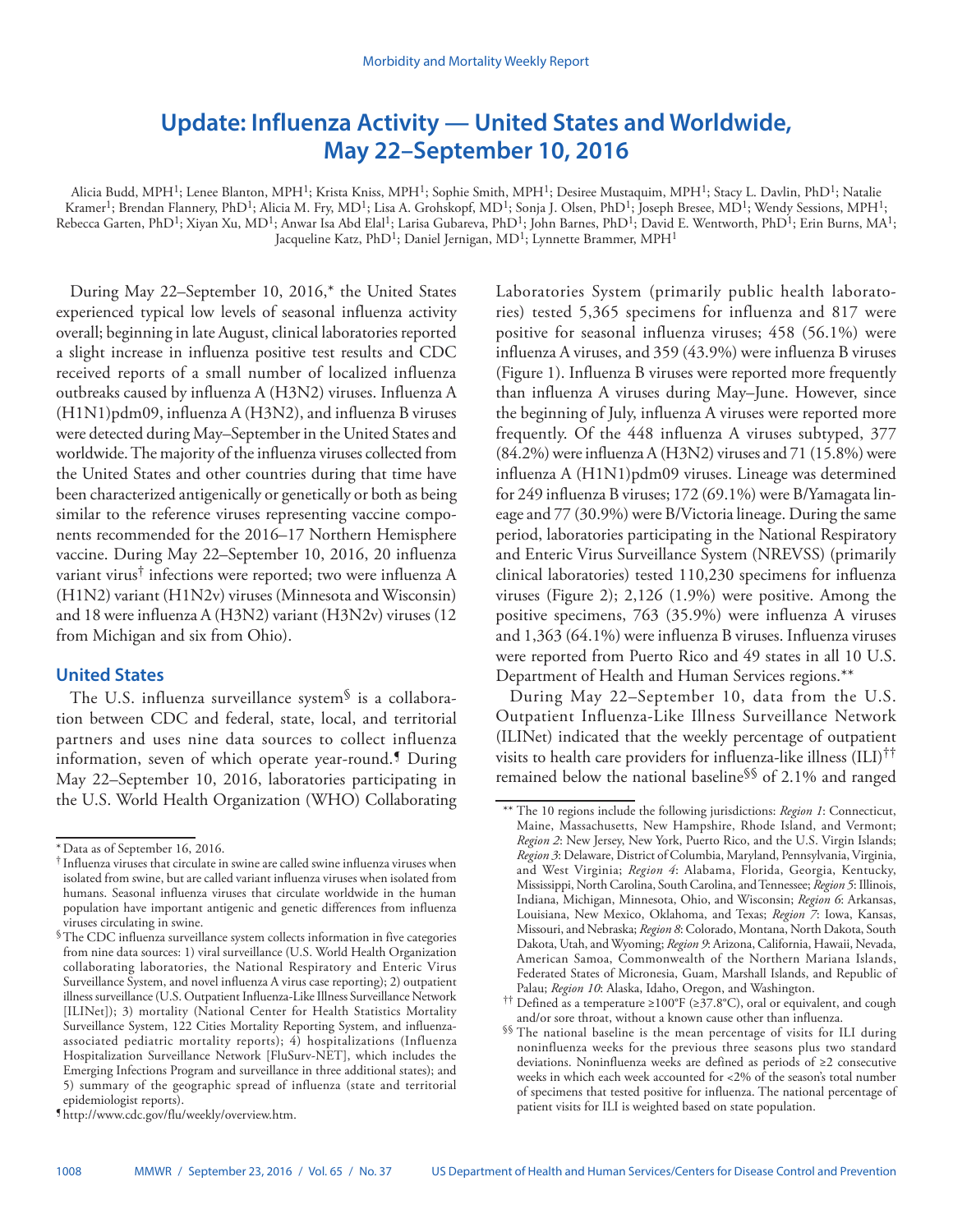# Update: Influenza Activity — United States and Worldwide, May 22–September 10, 2016

Alicia Budd, MPH[1]; Lenee Blanton, MPH[1]; Krista Kniss, MPH[1]; Sophie Smith, MPH[1]; Desiree Mustaquim, MPH[1]; Stacy L. Davlin, PhD[1]; Natalie Kramer[1]; Brendan Flannery, PhD[1]; Alicia M. Fry, MD[1]; Lisa A. Grohskopf, MD[1]; Sonja J. Olsen, PhD[1]; Joseph Bresee, MD[1]; Wendy Sessions, MPH[1]; Rebecca Garten, PhD[1]; Xiyan Xu, MD[1]; Anwar Isa Abd Elal[1]; Larisa Gubareva, PhD[1]; John Barnes, PhD[1]; David E. Wentworth, PhD[1]; Erin Burns, MA[1]; Jacqueline Katz, PhD[1]; Daniel Jernigan, MD[1]; Lynnette Brammer, MPH[1]

During May 22–September 10, 2016,* the United States experienced typical low levels of seasonal influenza activity overall; beginning in late August, clinical laboratories reported a slight increase in influenza positive test results and CDC received reports of a small number of localized influenza outbreaks caused by influenza A (H3N2) viruses. Influenza A (H1N1)pdm09, influenza A (H3N2), and influenza B viruses were detected during May–September in the United States and worldwide. The majority of the influenza viruses collected from the United States and other countries during that time have been characterized antigenically or genetically or both as being similar to the reference viruses representing vaccine components recommended for the 2016–17 Northern Hemisphere vaccine. During May 22–September 10, 2016, 20 influenza variant virus† infections were reported; two were influenza A (H1N2) variant (H1N2v) viruses (Minnesota and Wisconsin) and 18 were influenza A (H3N2) variant (H3N2v) viruses (12 from Michigan and six from Ohio).

## United States

The U.S. influenza surveillance system§ is a collaboration between CDC and federal, state, local, and territorial partners and uses nine data sources to collect influenza information, seven of which operate year-round.¶ During May 22–September 10, 2016, laboratories participating in the U.S. World Health Organization (WHO) Collaborating Laboratories System (primarily public health laboratories) tested 5,365 specimens for influenza and 817 were positive for seasonal influenza viruses; 458 (56.1%) were influenza A viruses, and 359 (43.9%) were influenza B viruses (Figure 1). Influenza B viruses were reported more frequently than influenza A viruses during May–June. However, since the beginning of July, influenza A viruses were reported more frequently. Of the 448 influenza A viruses subtyped, 377 (84.2%) were influenza A (H3N2) viruses and 71 (15.8%) were influenza A (H1N1)pdm09 viruses. Lineage was determined for 249 influenza B viruses; 172 (69.1%) were B/Yamagata lineage and 77 (30.9%) were B/Victoria lineage. During the same period, laboratories participating in the National Respiratory and Enteric Virus Surveillance System (NREVSS) (primarily clinical laboratories) tested 110,230 specimens for influenza viruses (Figure 2); 2,126 (1.9%) were positive. Among the positive specimens, 763 (35.9%) were influenza A viruses and 1,363 (64.1%) were influenza B viruses. Influenza viruses were reported from Puerto Rico and 49 states in all 10 U.S. Department of Health and Human Services regions.**

During May 22–September 10, data from the U.S. Outpatient Influenza-Like Illness Surveillance Network (ILINet) indicated that the weekly percentage of outpatient visits to health care providers for influenza-like illness (ILI)†† remained below the national baseline§§ of 2.1% and ranged

---

\* Data as of September 16, 2016.

† Influenza viruses that circulate in swine are called swine influenza viruses when isolated from swine, but are called variant influenza viruses when isolated from humans. Seasonal influenza viruses that circulate worldwide in the human population have important antigenic and genetic differences from influenza viruses circulating in swine.

§ The CDC influenza surveillance system collects information in five categories from nine data sources: 1) viral surveillance (U.S. World Health Organization collaborating laboratories, the National Respiratory and Enteric Virus Surveillance System, and novel influenza A virus case reporting); 2) outpatient illness surveillance (U.S. Outpatient Influenza-Like Illness Surveillance Network [ILINet]); 3) mortality (National Center for Health Statistics Mortality Surveillance System, 122 Cities Mortality Reporting System, and influenza-associated pediatric mortality reports); 4) hospitalizations (Influenza Hospitalization Surveillance Network [FluSurv-NET], which includes the Emerging Infections Program and surveillance in three additional states); and 5) summary of the geographic spread of influenza (state and territorial epidemiologist reports).

¶ http://www.cdc.gov/flu/weekly/overview.htm.

** The 10 regions include the following jurisdictions: *Region 1*: Connecticut, Maine, Massachusetts, New Hampshire, Rhode Island, and Vermont; *Region 2*: New Jersey, New York, Puerto Rico, and the U.S. Virgin Islands; *Region 3*: Delaware, District of Columbia, Maryland, Pennsylvania, Virginia, and West Virginia; *Region 4*: Alabama, Florida, Georgia, Kentucky, Mississippi, North Carolina, South Carolina, and Tennessee; *Region 5*: Illinois, Indiana, Michigan, Minnesota, Ohio, and Wisconsin; *Region 6*: Arkansas, Louisiana, New Mexico, Oklahoma, and Texas; *Region 7*: Iowa, Kansas, Missouri, and Nebraska; *Region 8*: Colorado, Montana, North Dakota, South Dakota, Utah, and Wyoming; *Region 9*: Arizona, California, Hawaii, Nevada, American Samoa, Commonwealth of the Northern Mariana Islands, Federated States of Micronesia, Guam, Marshall Islands, and Republic of Palau; *Region 10*: Alaska, Idaho, Oregon, and Washington.

†† Defined as a temperature ≥100°F (≥37.8°C), oral or equivalent, and cough and/or sore throat, without a known cause other than influenza.

§§ The national baseline is the mean percentage of visits for ILI during noninfluenza weeks for the previous three seasons plus two standard deviations. Noninfluenza weeks are defined as periods of ≥2 consecutive weeks in which each week accounted for <2% of the season's total number of specimens that tested positive for influenza. The national percentage of patient visits for ILI is weighted based on state population.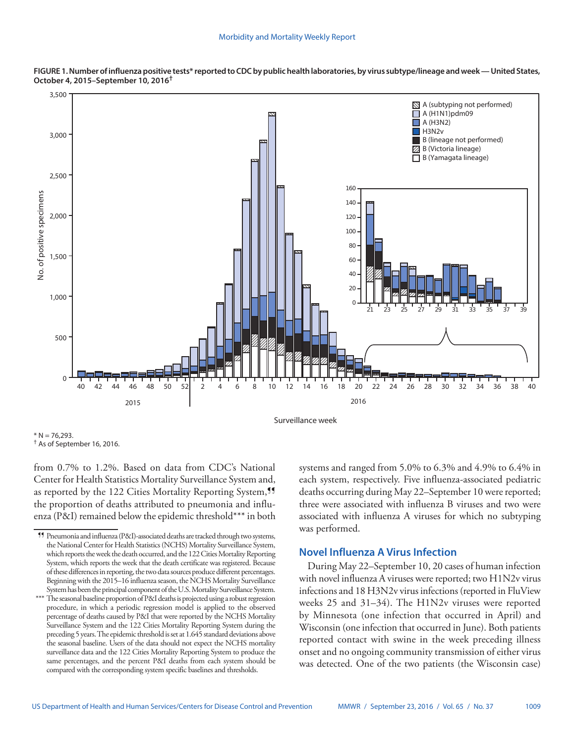**FIGURE 1. Number of influenza positive tests* reported to CDC by public health laboratories, by virus subtype/lineage and week — United States, October 4, 2015–September 10, 2016†**

* N = 76,293.
† As of September 16, 2016.

from 0.7% to 1.2%. Based on data from CDC's National Center for Health Statistics Mortality Surveillance System and, as reported by the 122 Cities Mortality Reporting System,¶¶ the proportion of deaths attributed to pneumonia and influenza (P&I) remained below the epidemic threshold*** in both systems and ranged from 5.0% to 6.3% and 4.9% to 6.4% in each system, respectively. Five influenza-associated pediatric deaths occurring during May 22–September 10 were reported; three were associated with influenza B viruses and two were associated with influenza A viruses for which no subtyping was performed.

## Novel Influenza A Virus Infection

During May 22–September 10, 20 cases of human infection with novel influenza A viruses were reported; two H1N2v virus infections and 18 H3N2v virus infections (reported in FluView weeks 25 and 31–34). The H1N2v viruses were reported by Minnesota (one infection that occurred in April) and Wisconsin (one infection that occurred in June). Both patients reported contact with swine in the week preceding illness onset and no ongoing community transmission of either virus was detected. One of the two patients (the Wisconsin case)

¶¶ Pneumonia and influenza (P&I)-associated deaths are tracked through two systems, the National Center for Health Statistics (NCHS) Mortality Surveillance System, which reports the week the death occurred, and the 122 Cities Mortality Reporting System, which reports the week that the death certificate was registered. Because of these differences in reporting, the two data sources produce different percentages. Beginning with the 2015–16 influenza season, the NCHS Mortality Surveillance System has been the principal component of the U.S. Mortality Surveillance System.

*** The seasonal baseline proportion of P&I deaths is projected using a robust regression procedure, in which a periodic regression model is applied to the observed percentage of deaths caused by P&I that were reported by the NCHS Mortality Surveillance System and the 122 Cities Mortality Reporting System during the preceding 5 years. The epidemic threshold is set at 1.645 standard deviations above the seasonal baseline. Users of the data should not expect the NCHS mortality surveillance data and the 122 Cities Mortality Reporting System to produce the same percentages, and the percent P&I deaths from each system should be compared with the corresponding system specific baselines and thresholds.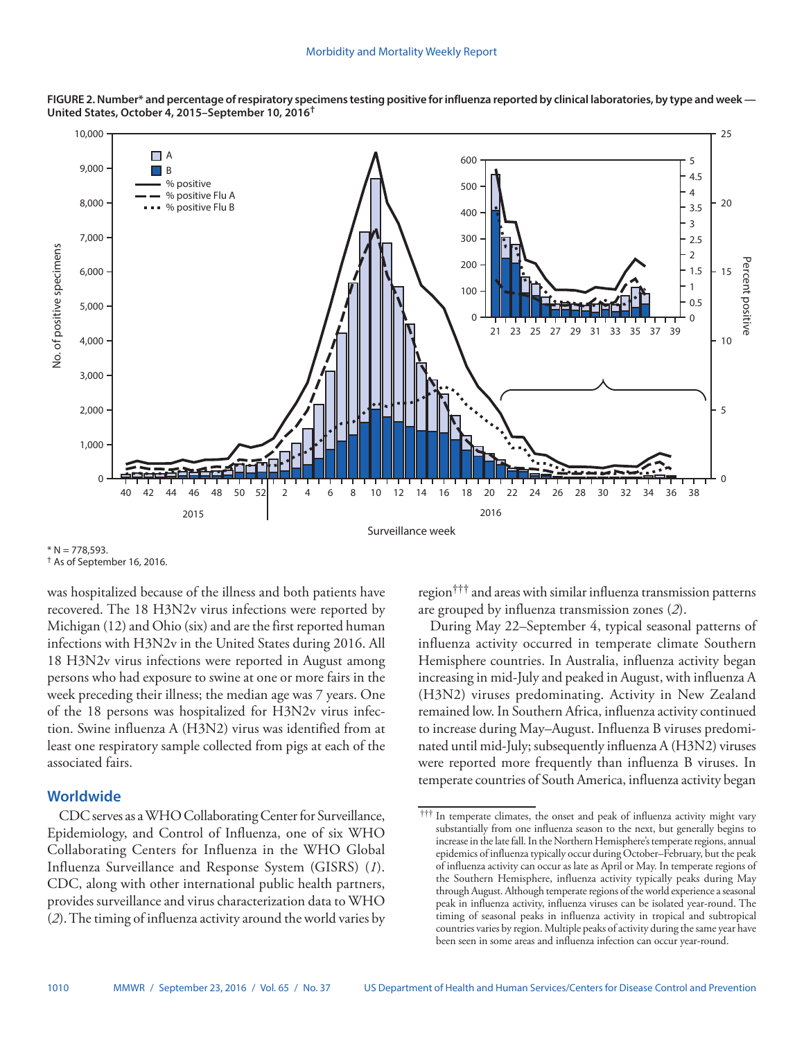**FIGURE 2. Number* and percentage of respiratory specimens testing positive for influenza reported by clinical laboratories, by type and week — United States, October 4, 2015–September 10, 2016†**

\* N = 778,593.

† As of September 16, 2016.

was hospitalized because of the illness and both patients have recovered. The 18 H3N2v virus infections were reported by Michigan (12) and Ohio (six) and are the first reported human infections with H3N2v in the United States during 2016. All 18 H3N2v virus infections were reported in August among persons who had exposure to swine at one or more fairs in the week preceding their illness; the median age was 7 years. One of the 18 persons was hospitalized for H3N2v virus infection. Swine influenza A (H3N2) virus was identified from at least one respiratory sample collected from pigs at each of the associated fairs.

## Worldwide

CDC serves as a WHO Collaborating Center for Surveillance, Epidemiology, and Control of Influenza, one of six WHO Collaborating Centers for Influenza in the WHO Global Influenza Surveillance and Response System (GISRS) (*1*). CDC, along with other international public health partners, provides surveillance and virus characterization data to WHO (*2*). The timing of influenza activity around the world varies by region††† and areas with similar influenza transmission patterns are grouped by influenza transmission zones (*2*).

During May 22–September 4, typical seasonal patterns of influenza activity occurred in temperate climate Southern Hemisphere countries. In Australia, influenza activity began increasing in mid-July and peaked in August, with influenza A (H3N2) viruses predominating. Activity in New Zealand remained low. In Southern Africa, influenza activity continued to increase during May–August. Influenza B viruses predominated until mid-July; subsequently influenza A (H3N2) viruses were reported more frequently than influenza B viruses. In temperate countries of South America, influenza activity began

††† In temperate climates, the onset and peak of influenza activity might vary substantially from one influenza season to the next, but generally begins to increase in the late fall. In the Northern Hemisphere's temperate regions, annual epidemics of influenza typically occur during October–February, but the peak of influenza activity can occur as late as April or May. In temperate regions of the Southern Hemisphere, influenza activity typically peaks during May through August. Although temperate regions of the world experience a seasonal peak in influenza activity, influenza viruses can be isolated year-round. The timing of seasonal peaks in influenza activity in tropical and subtropical countries varies by region. Multiple peaks of activity during the same year have been seen in some areas and influenza infection can occur year-round.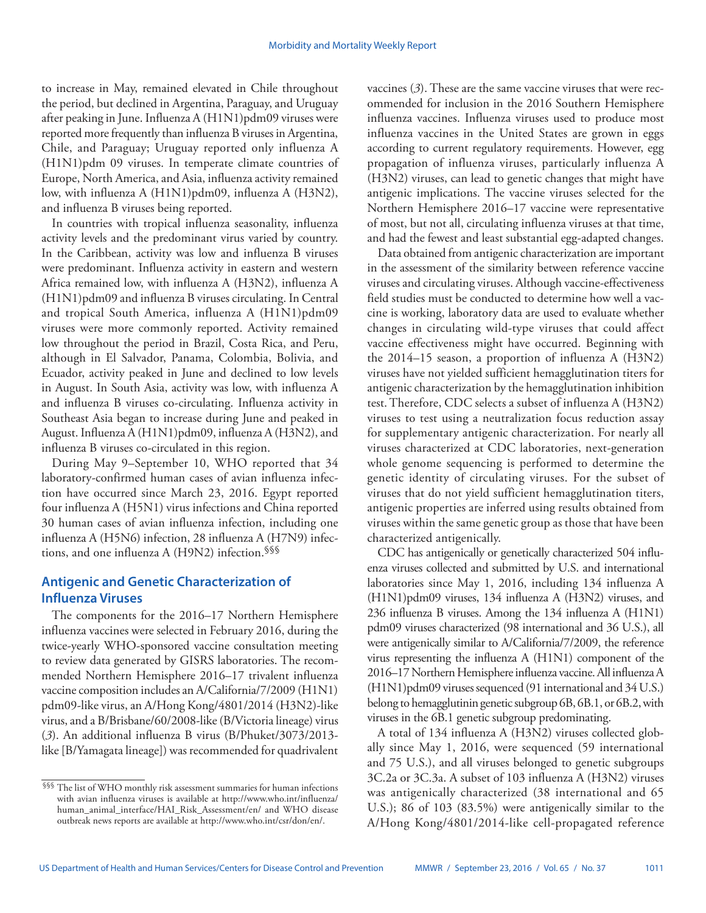to increase in May, remained elevated in Chile throughout the period, but declined in Argentina, Paraguay, and Uruguay after peaking in June. Influenza A (H1N1)pdm09 viruses were reported more frequently than influenza B viruses in Argentina, Chile, and Paraguay; Uruguay reported only influenza A (H1N1)pdm 09 viruses. In temperate climate countries of Europe, North America, and Asia, influenza activity remained low, with influenza A (H1N1)pdm09, influenza A (H3N2), and influenza B viruses being reported.

In countries with tropical influenza seasonality, influenza activity levels and the predominant virus varied by country. In the Caribbean, activity was low and influenza B viruses were predominant. Influenza activity in eastern and western Africa remained low, with influenza A (H3N2), influenza A (H1N1)pdm09 and influenza B viruses circulating. In Central and tropical South America, influenza A (H1N1)pdm09 viruses were more commonly reported. Activity remained low throughout the period in Brazil, Costa Rica, and Peru, although in El Salvador, Panama, Colombia, Bolivia, and Ecuador, activity peaked in June and declined to low levels in August. In South Asia, activity was low, with influenza A and influenza B viruses co-circulating. Influenza activity in Southeast Asia began to increase during June and peaked in August. Influenza A (H1N1)pdm09, influenza A (H3N2), and influenza B viruses co-circulated in this region.

During May 9–September 10, WHO reported that 34 laboratory-confirmed human cases of avian influenza infection have occurred since March 23, 2016. Egypt reported four influenza A (H5N1) virus infections and China reported 30 human cases of avian influenza infection, including one influenza A (H5N6) infection, 28 influenza A (H7N9) infections, and one influenza A (H9N2) infection.[§§§]

## Antigenic and Genetic Characterization of Influenza Viruses

The components for the 2016–17 Northern Hemisphere influenza vaccines were selected in February 2016, during the twice-yearly WHO-sponsored vaccine consultation meeting to review data generated by GISRS laboratories. The recommended Northern Hemisphere 2016–17 trivalent influenza vaccine composition includes an A/California/7/2009 (H1N1) pdm09-like virus, an A/Hong Kong/4801/2014 (H3N2)-like virus, and a B/Brisbane/60/2008-like (B/Victoria lineage) virus (*3*). An additional influenza B virus (B/Phuket/3073/2013-like [B/Yamagata lineage]) was recommended for quadrivalent vaccines (*3*). These are the same vaccine viruses that were recommended for inclusion in the 2016 Southern Hemisphere influenza vaccines. Influenza viruses used to produce most influenza vaccines in the United States are grown in eggs according to current regulatory requirements. However, egg propagation of influenza viruses, particularly influenza A (H3N2) viruses, can lead to genetic changes that might have antigenic implications. The vaccine viruses selected for the Northern Hemisphere 2016–17 vaccine were representative of most, but not all, circulating influenza viruses at that time, and had the fewest and least substantial egg-adapted changes.

Data obtained from antigenic characterization are important in the assessment of the similarity between reference vaccine viruses and circulating viruses. Although vaccine-effectiveness field studies must be conducted to determine how well a vaccine is working, laboratory data are used to evaluate whether changes in circulating wild-type viruses that could affect vaccine effectiveness might have occurred. Beginning with the 2014–15 season, a proportion of influenza A (H3N2) viruses have not yielded sufficient hemagglutination titers for antigenic characterization by the hemagglutination inhibition test. Therefore, CDC selects a subset of influenza A (H3N2) viruses to test using a neutralization focus reduction assay for supplementary antigenic characterization. For nearly all viruses characterized at CDC laboratories, next-generation whole genome sequencing is performed to determine the genetic identity of circulating viruses. For the subset of viruses that do not yield sufficient hemagglutination titers, antigenic properties are inferred using results obtained from viruses within the same genetic group as those that have been characterized antigenically.

CDC has antigenically or genetically characterized 504 influenza viruses collected and submitted by U.S. and international laboratories since May 1, 2016, including 134 influenza A (H1N1)pdm09 viruses, 134 influenza A (H3N2) viruses, and 236 influenza B viruses. Among the 134 influenza A (H1N1) pdm09 viruses characterized (98 international and 36 U.S.), all were antigenically similar to A/California/7/2009, the reference virus representing the influenza A (H1N1) component of the 2016–17 Northern Hemisphere influenza vaccine. All influenza A (H1N1)pdm09 viruses sequenced (91 international and 34 U.S.) belong to hemagglutinin genetic subgroup 6B, 6B.1, or 6B.2, with viruses in the 6B.1 genetic subgroup predominating.

A total of 134 influenza A (H3N2) viruses collected globally since May 1, 2016, were sequenced (59 international and 75 U.S.), and all viruses belonged to genetic subgroups 3C.2a or 3C.3a. A subset of 103 influenza A (H3N2) viruses was antigenically characterized (38 international and 65 U.S.); 86 of 103 (83.5%) were antigenically similar to the A/Hong Kong/4801/2014-like cell-propagated reference

---

[§§§] The list of WHO monthly risk assessment summaries for human infections with avian influenza viruses is available at http://www.who.int/influenza/human_animal_interface/HAI_Risk_Assessment/en/ and WHO disease outbreak news reports are available at http://www.who.int/csr/don/en/.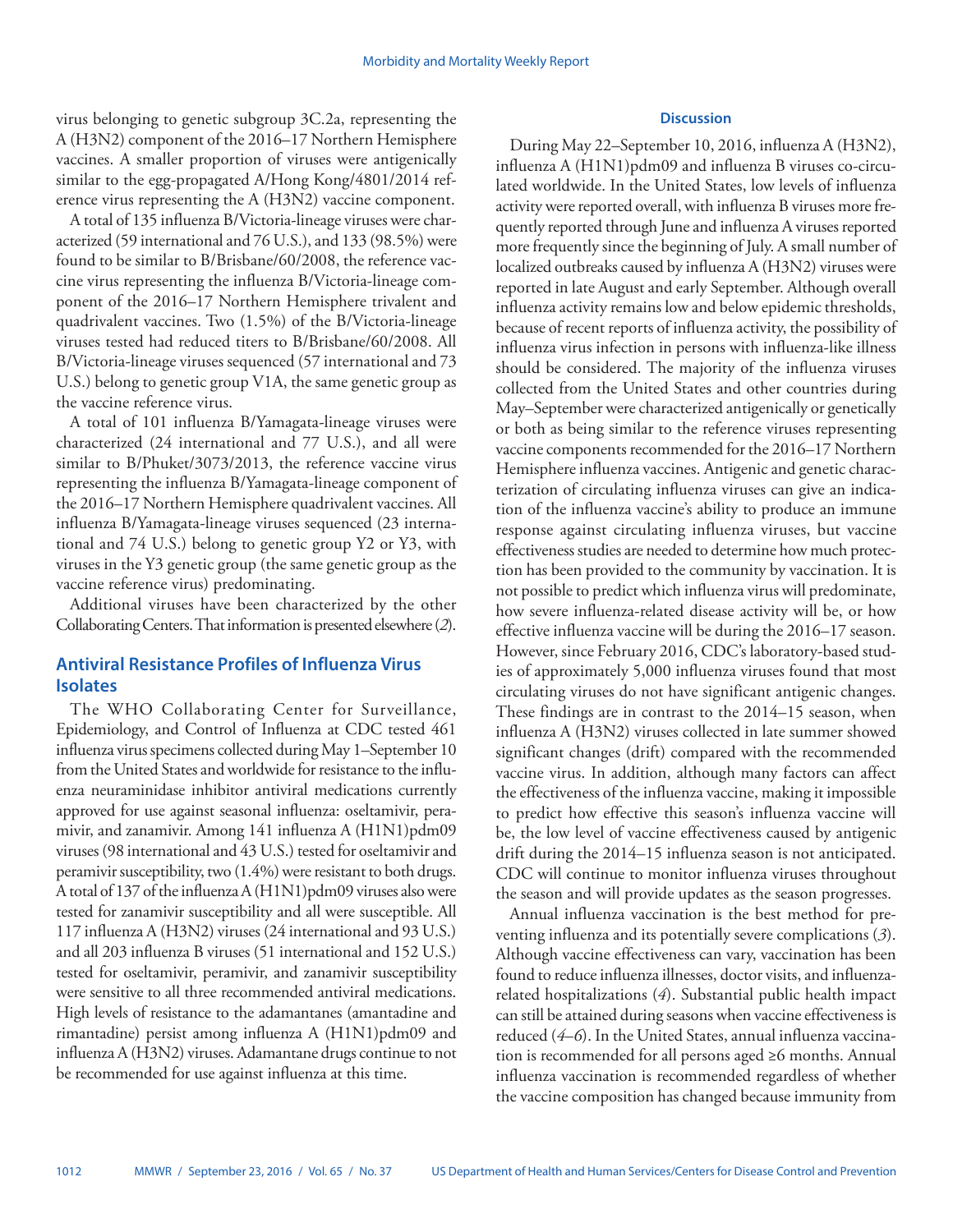virus belonging to genetic subgroup 3C.2a, representing the A (H3N2) component of the 2016–17 Northern Hemisphere vaccines. A smaller proportion of viruses were antigenically similar to the egg-propagated A/Hong Kong/4801/2014 reference virus representing the A (H3N2) vaccine component.

A total of 135 influenza B/Victoria-lineage viruses were characterized (59 international and 76 U.S.), and 133 (98.5%) were found to be similar to B/Brisbane/60/2008, the reference vaccine virus representing the influenza B/Victoria-lineage component of the 2016–17 Northern Hemisphere trivalent and quadrivalent vaccines. Two (1.5%) of the B/Victoria-lineage viruses tested had reduced titers to B/Brisbane/60/2008. All B/Victoria-lineage viruses sequenced (57 international and 73 U.S.) belong to genetic group V1A, the same genetic group as the vaccine reference virus.

A total of 101 influenza B/Yamagata-lineage viruses were characterized (24 international and 77 U.S.), and all were similar to B/Phuket/3073/2013, the reference vaccine virus representing the influenza B/Yamagata-lineage component of the 2016–17 Northern Hemisphere quadrivalent vaccines. All influenza B/Yamagata-lineage viruses sequenced (23 international and 74 U.S.) belong to genetic group Y2 or Y3, with viruses in the Y3 genetic group (the same genetic group as the vaccine reference virus) predominating.

Additional viruses have been characterized by the other Collaborating Centers. That information is presented elsewhere (*2*).

## Antiviral Resistance Profiles of Influenza Virus Isolates

The WHO Collaborating Center for Surveillance, Epidemiology, and Control of Influenza at CDC tested 461 influenza virus specimens collected during May 1–September 10 from the United States and worldwide for resistance to the influenza neuraminidase inhibitor antiviral medications currently approved for use against seasonal influenza: oseltamivir, peramivir, and zanamivir. Among 141 influenza A (H1N1)pdm09 viruses (98 international and 43 U.S.) tested for oseltamivir and peramivir susceptibility, two (1.4%) were resistant to both drugs. A total of 137 of the influenza A (H1N1)pdm09 viruses also were tested for zanamivir susceptibility and all were susceptible. All 117 influenza A (H3N2) viruses (24 international and 93 U.S.) and all 203 influenza B viruses (51 international and 152 U.S.) tested for oseltamivir, peramivir, and zanamivir susceptibility were sensitive to all three recommended antiviral medications. High levels of resistance to the adamantanes (amantadine and rimantadine) persist among influenza A (H1N1)pdm09 and influenza A (H3N2) viruses. Adamantane drugs continue to not be recommended for use against influenza at this time.

## Discussion

During May 22–September 10, 2016, influenza A (H3N2), influenza A (H1N1)pdm09 and influenza B viruses co-circulated worldwide. In the United States, low levels of influenza activity were reported overall, with influenza B viruses more frequently reported through June and influenza A viruses reported more frequently since the beginning of July. A small number of localized outbreaks caused by influenza A (H3N2) viruses were reported in late August and early September. Although overall influenza activity remains low and below epidemic thresholds, because of recent reports of influenza activity, the possibility of influenza virus infection in persons with influenza-like illness should be considered. The majority of the influenza viruses collected from the United States and other countries during May–September were characterized antigenically or genetically or both as being similar to the reference viruses representing vaccine components recommended for the 2016–17 Northern Hemisphere influenza vaccines. Antigenic and genetic characterization of circulating influenza viruses can give an indication of the influenza vaccine's ability to produce an immune response against circulating influenza viruses, but vaccine effectiveness studies are needed to determine how much protection has been provided to the community by vaccination. It is not possible to predict which influenza virus will predominate, how severe influenza-related disease activity will be, or how effective influenza vaccine will be during the 2016–17 season. However, since February 2016, CDC's laboratory-based studies of approximately 5,000 influenza viruses found that most circulating viruses do not have significant antigenic changes. These findings are in contrast to the 2014–15 season, when influenza A (H3N2) viruses collected in late summer showed significant changes (drift) compared with the recommended vaccine virus. In addition, although many factors can affect the effectiveness of the influenza vaccine, making it impossible to predict how effective this season's influenza vaccine will be, the low level of vaccine effectiveness caused by antigenic drift during the 2014–15 influenza season is not anticipated. CDC will continue to monitor influenza viruses throughout the season and will provide updates as the season progresses.

Annual influenza vaccination is the best method for preventing influenza and its potentially severe complications (*3*). Although vaccine effectiveness can vary, vaccination has been found to reduce influenza illnesses, doctor visits, and influenza-related hospitalizations (*4*). Substantial public health impact can still be attained during seasons when vaccine effectiveness is reduced (*4*–*6*). In the United States, annual influenza vaccination is recommended for all persons aged ≥6 months. Annual influenza vaccination is recommended regardless of whether the vaccine composition has changed because immunity from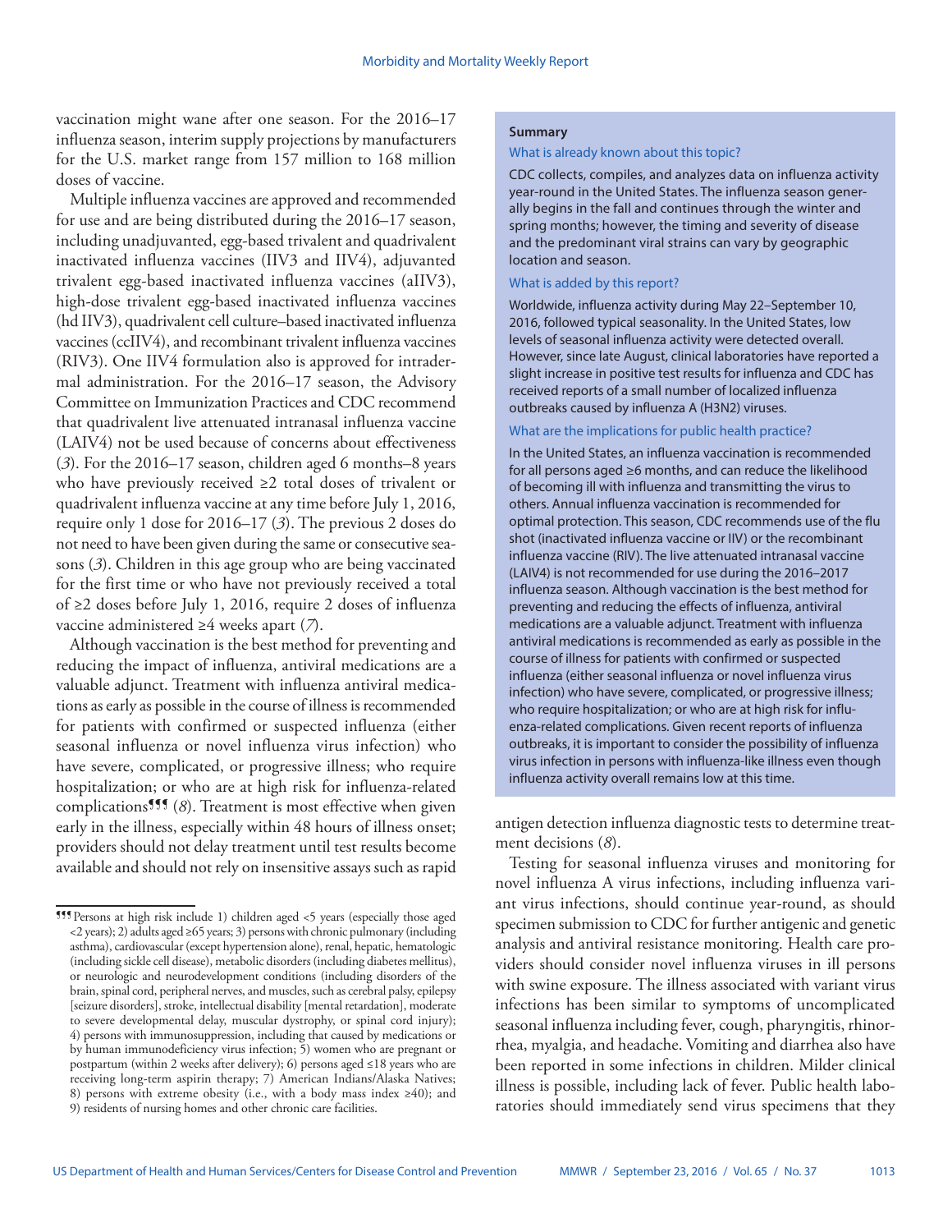vaccination might wane after one season. For the 2016–17 influenza season, interim supply projections by manufacturers for the U.S. market range from 157 million to 168 million doses of vaccine.

Multiple influenza vaccines are approved and recommended for use and are being distributed during the 2016–17 season, including unadjuvanted, egg-based trivalent and quadrivalent inactivated influenza vaccines (IIV3 and IIV4), adjuvanted trivalent egg-based inactivated influenza vaccines (aIIV3), high-dose trivalent egg-based inactivated influenza vaccines (hd IIV3), quadrivalent cell culture–based inactivated influenza vaccines (ccIIV4), and recombinant trivalent influenza vaccines (RIV3). One IIV4 formulation also is approved for intradermal administration. For the 2016–17 season, the Advisory Committee on Immunization Practices and CDC recommend that quadrivalent live attenuated intranasal influenza vaccine (LAIV4) not be used because of concerns about effectiveness (*3*). For the 2016–17 season, children aged 6 months–8 years who have previously received ≥2 total doses of trivalent or quadrivalent influenza vaccine at any time before July 1, 2016, require only 1 dose for 2016–17 (*3*). The previous 2 doses do not need to have been given during the same or consecutive seasons (*3*). Children in this age group who are being vaccinated for the first time or who have not previously received a total of ≥2 doses before July 1, 2016, require 2 doses of influenza vaccine administered ≥4 weeks apart (*7*).

Although vaccination is the best method for preventing and reducing the impact of influenza, antiviral medications are a valuable adjunct. Treatment with influenza antiviral medications as early as possible in the course of illness is recommended for patients with confirmed or suspected influenza (either seasonal influenza or novel influenza virus infection) who have severe, complicated, or progressive illness; who require hospitalization; or who are at high risk for influenza-related complications¶¶¶ (*8*). Treatment is most effective when given early in the illness, especially within 48 hours of illness onset; providers should not delay treatment until test results become available and should not rely on insensitive assays such as rapid antigen detection influenza diagnostic tests to determine treatment decisions (*8*).

Testing for seasonal influenza viruses and monitoring for novel influenza A virus infections, including influenza variant virus infections, should continue year-round, as should specimen submission to CDC for further antigenic and genetic analysis and antiviral resistance monitoring. Health care providers should consider novel influenza viruses in ill persons with swine exposure. The illness associated with variant virus infections has been similar to symptoms of uncomplicated seasonal influenza including fever, cough, pharyngitis, rhinorrhea, myalgia, and headache. Vomiting and diarrhea also have been reported in some infections in children. Milder clinical illness is possible, including lack of fever. Public health laboratories should immediately send virus specimens that they

**Summary**

What is already known about this topic?

CDC collects, compiles, and analyzes data on influenza activity year-round in the United States. The influenza season generally begins in the fall and continues through the winter and spring months; however, the timing and severity of disease and the predominant viral strains can vary by geographic location and season.

What is added by this report?

Worldwide, influenza activity during May 22–September 10, 2016, followed typical seasonality. In the United States, low levels of seasonal influenza activity were detected overall. However, since late August, clinical laboratories have reported a slight increase in positive test results for influenza and CDC has received reports of a small number of localized influenza outbreaks caused by influenza A (H3N2) viruses.

What are the implications for public health practice?

In the United States, an influenza vaccination is recommended for all persons aged ≥6 months, and can reduce the likelihood of becoming ill with influenza and transmitting the virus to others. Annual influenza vaccination is recommended for optimal protection. This season, CDC recommends use of the flu shot (inactivated influenza vaccine or IIV) or the recombinant influenza vaccine (RIV). The live attenuated intranasal vaccine (LAIV4) is not recommended for use during the 2016–2017 influenza season. Although vaccination is the best method for preventing and reducing the effects of influenza, antiviral medications are a valuable adjunct. Treatment with influenza antiviral medications is recommended as early as possible in the course of illness for patients with confirmed or suspected influenza (either seasonal influenza or novel influenza virus infection) who have severe, complicated, or progressive illness; who require hospitalization; or who are at high risk for influenza-related complications. Given recent reports of influenza outbreaks, it is important to consider the possibility of influenza virus infection in persons with influenza-like illness even though influenza activity overall remains low at this time.

---

¶¶¶ Persons at high risk include 1) children aged <5 years (especially those aged <2 years); 2) adults aged ≥65 years; 3) persons with chronic pulmonary (including asthma), cardiovascular (except hypertension alone), renal, hepatic, hematologic (including sickle cell disease), metabolic disorders (including diabetes mellitus), or neurologic and neurodevelopment conditions (including disorders of the brain, spinal cord, peripheral nerves, and muscles, such as cerebral palsy, epilepsy [seizure disorders], stroke, intellectual disability [mental retardation], moderate to severe developmental delay, muscular dystrophy, or spinal cord injury); 4) persons with immunosuppression, including that caused by medications or by human immunodeficiency virus infection; 5) women who are pregnant or postpartum (within 2 weeks after delivery); 6) persons aged ≤18 years who are receiving long-term aspirin therapy; 7) American Indians/Alaska Natives; 8) persons with extreme obesity (i.e., with a body mass index ≥40); and 9) residents of nursing homes and other chronic care facilities.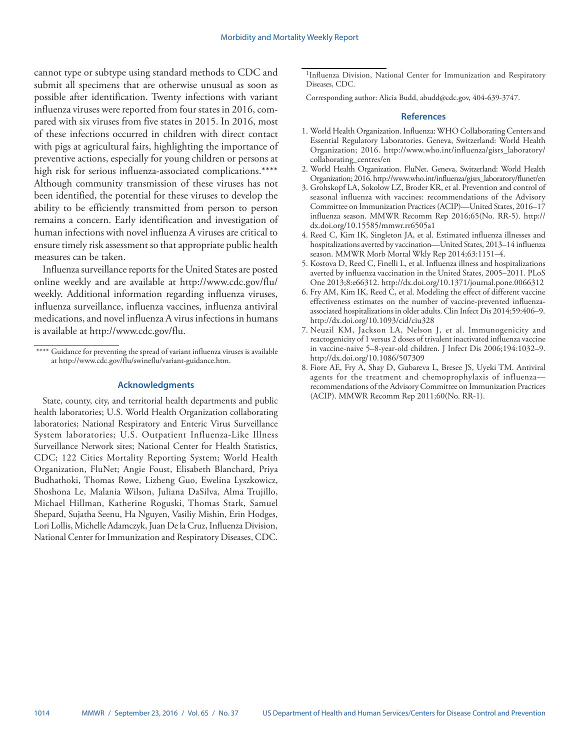cannot type or subtype using standard methods to CDC and submit all specimens that are otherwise unusual as soon as possible after identification. Twenty infections with variant influenza viruses were reported from four states in 2016, compared with six viruses from five states in 2015. In 2016, most of these infections occurred in children with direct contact with pigs at agricultural fairs, highlighting the importance of preventive actions, especially for young children or persons at high risk for serious influenza-associated complications.**** Although community transmission of these viruses has not been identified, the potential for these viruses to develop the ability to be efficiently transmitted from person to person remains a concern. Early identification and investigation of human infections with novel influenza A viruses are critical to ensure timely risk assessment so that appropriate public health measures can be taken.

Influenza surveillance reports for the United States are posted online weekly and are available at http://www.cdc.gov/flu/weekly. Additional information regarding influenza viruses, influenza surveillance, influenza vaccines, influenza antiviral medications, and novel influenza A virus infections in humans is available at http://www.cdc.gov/flu.

**** Guidance for preventing the spread of variant influenza viruses is available at http://www.cdc.gov/flu/swineflu/variant-guidance.htm.

## Acknowledgments

State, county, city, and territorial health departments and public health laboratories; U.S. World Health Organization collaborating laboratories; National Respiratory and Enteric Virus Surveillance System laboratories; U.S. Outpatient Influenza-Like Illness Surveillance Network sites; National Center for Health Statistics, CDC; 122 Cities Mortality Reporting System; World Health Organization, FluNet; Angie Foust, Elisabeth Blanchard, Priya Budhathoki, Thomas Rowe, Lizheng Guo, Ewelina Lyszkowicz, Shoshona Le, Malania Wilson, Juliana DaSilva, Alma Trujillo, Michael Hillman, Katherine Roguski, Thomas Stark, Samuel Shepard, Sujatha Seenu, Ha Nguyen, Vasiliy Mishin, Erin Hodges, Lori Lollis, Michelle Adamczyk, Juan De la Cruz, Influenza Division, National Center for Immunization and Respiratory Diseases, CDC.

[1]Influenza Division, National Center for Immunization and Respiratory Diseases, CDC.

Corresponding author: Alicia Budd, abudd@cdc.gov, 404-639-3747.

## References

1. World Health Organization. Influenza: WHO Collaborating Centers and Essential Regulatory Laboratories. Geneva, Switzerland: World Health Organization; 2016. http://www.who.int/influenza/gisrs_laboratory/collaborating_centres/en
2. World Health Organization. FluNet. Geneva, Switzerland: World Health Organization; 2016. http://www.who.int/influenza/gisrs_laboratory/flunet/en
3. Grohskopf LA, Sokolow LZ, Broder KR, et al. Prevention and control of seasonal influenza with vaccines: recommendations of the Advisory Committee on Immunization Practices (ACIP)—United States, 2016–17 influenza season. MMWR Recomm Rep 2016;65(No. RR-5). http://dx.doi.org/10.15585/mmwr.rr6505a1
4. Reed C, Kim IK, Singleton JA, et al. Estimated influenza illnesses and hospitalizations averted by vaccination—United States, 2013–14 influenza season. MMWR Morb Mortal Wkly Rep 2014;63:1151–4.
5. Kostova D, Reed C, Finelli L, et al. Influenza illness and hospitalizations averted by influenza vaccination in the United States, 2005–2011. PLoS One 2013;8:e66312. http://dx.doi.org/10.1371/journal.pone.0066312
6. Fry AM, Kim IK, Reed C, et al. Modeling the effect of different vaccine effectiveness estimates on the number of vaccine-prevented influenza-associated hospitalizations in older adults. Clin Infect Dis 2014;59:406–9. http://dx.doi.org/10.1093/cid/ciu328
7. Neuzil KM, Jackson LA, Nelson J, et al. Immunogenicity and reactogenicity of 1 versus 2 doses of trivalent inactivated influenza vaccine in vaccine-naive 5–8-year-old children. J Infect Dis 2006;194:1032–9. http://dx.doi.org/10.1086/507309
8. Fiore AE, Fry A, Shay D, Gubareva L, Bresee JS, Uyeki TM. Antiviral agents for the treatment and chemoprophylaxis of influenza—recommendations of the Advisory Committee on Immunization Practices (ACIP). MMWR Recomm Rep 2011;60(No. RR-1).